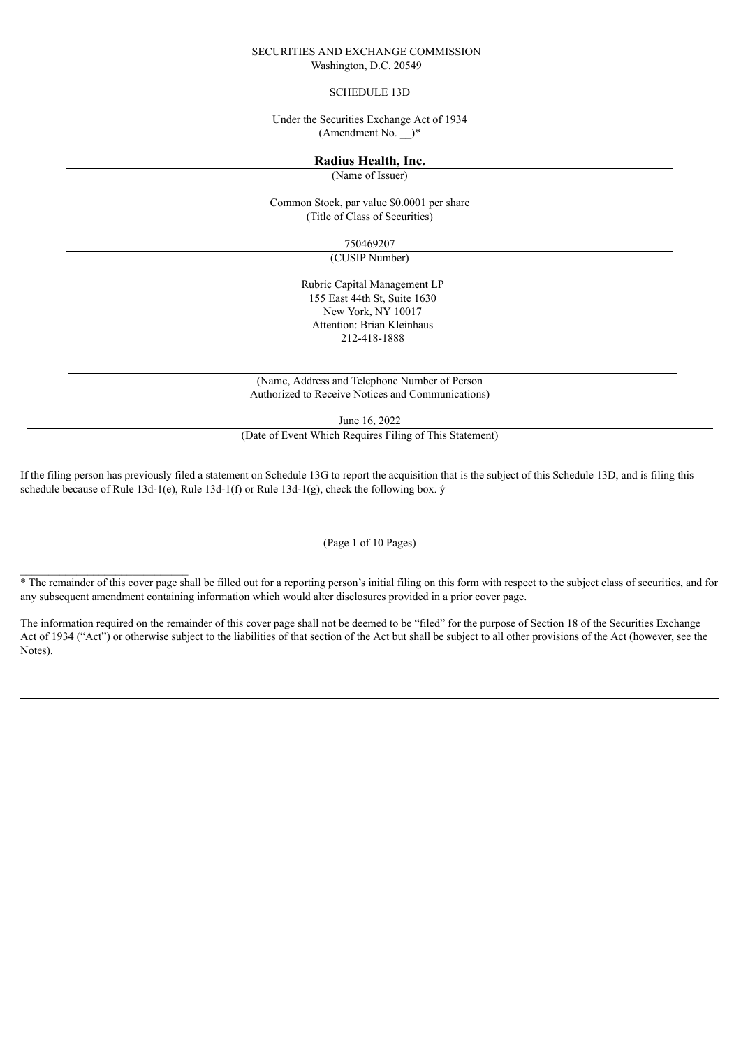SECURITIES AND EXCHANGE COMMISSION
Washington, D.C. 20549

SCHEDULE 13D

Under the Securities Exchange Act of 1934
(Amendment No. __)*

**Radius Health, Inc.**

(Name of Issuer)

Common Stock, par value $0.0001 per share

(Title of Class of Securities)

750469207

(CUSIP Number)

Rubric Capital Management LP
155 East 44th St, Suite 1630
New York, NY 10017
Attention: Brian Kleinhaus
212-418-1888

(Name, Address and Telephone Number of Person Authorized to Receive Notices and Communications)

June 16, 2022

(Date of Event Which Requires Filing of This Statement)

If the filing person has previously filed a statement on Schedule 13G to report the acquisition that is the subject of this Schedule 13D, and is filing this schedule because of Rule 13d-1(e), Rule 13d-1(f) or Rule 13d-1(g), check the following box. ý

* The remainder of this cover page shall be filled out for a reporting person's initial filing on this form with respect to the subject class of securities, and for any subsequent amendment containing information which would alter disclosures provided in a prior cover page.

The information required on the remainder of this cover page shall not be deemed to be "filed" for the purpose of Section 18 of the Securities Exchange Act of 1934 ("Act") or otherwise subject to the liabilities of that section of the Act but shall be subject to all other provisions of the Act (however, see the Notes).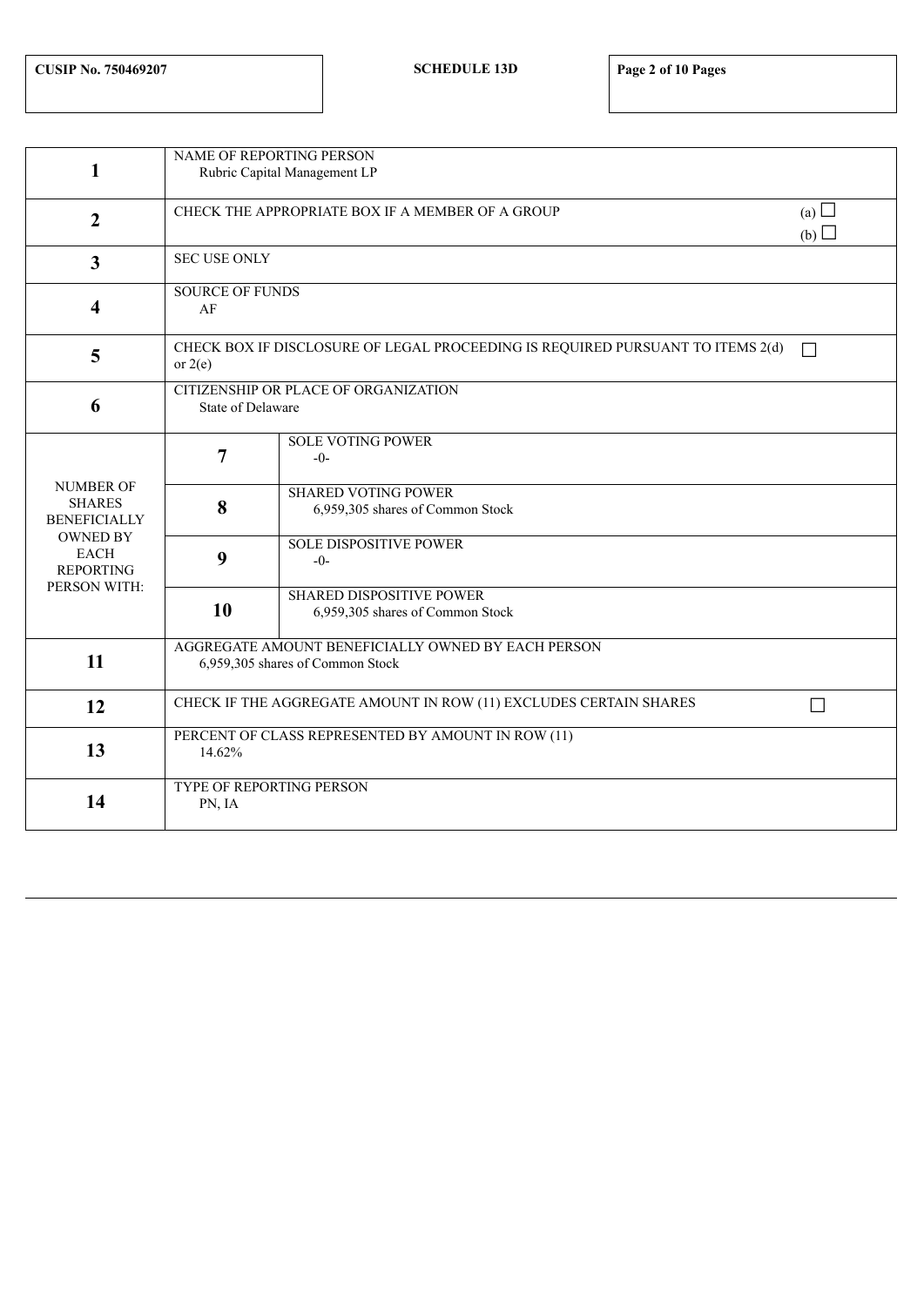| CUSIP No. 750469207 | SCHEDULE 13D | |
|---|---|---|

| | | |
|---|---|---|
| **1** | NAME OF REPORTING PERSON<br>Rubric Capital Management LP | |
| **2** | CHECK THE APPROPRIATE BOX IF A MEMBER OF A GROUP | (a) ☐<br>(b) ☐ |
| **3** | SEC USE ONLY | |
| **4** | SOURCE OF FUNDS<br>AF | |
| **5** | CHECK BOX IF DISCLOSURE OF LEGAL PROCEEDING IS REQUIRED PURSUANT TO ITEMS 2(d) or 2(e) | ☐ |
| **6** | CITIZENSHIP OR PLACE OF ORGANIZATION<br>State of Delaware | |

| NUMBER OF SHARES BENEFICIALLY OWNED BY EACH REPORTING PERSON WITH: | | |
|---|---|---|
| | **7** | SOLE VOTING POWER<br>-0- |
| | **8** | SHARED VOTING POWER<br>6,959,305 shares of Common Stock |
| | **9** | SOLE DISPOSITIVE POWER<br>-0- |
| | **10** | SHARED DISPOSITIVE POWER<br>6,959,305 shares of Common Stock |

| | | |
|---|---|---|
| **11** | AGGREGATE AMOUNT BENEFICIALLY OWNED BY EACH PERSON<br>6,959,305 shares of Common Stock | |
| **12** | CHECK IF THE AGGREGATE AMOUNT IN ROW (11) EXCLUDES CERTAIN SHARES | ☐ |
| **13** | PERCENT OF CLASS REPRESENTED BY AMOUNT IN ROW (11)<br>14.62% | |
| **14** | TYPE OF REPORTING PERSON<br>PN, IA | |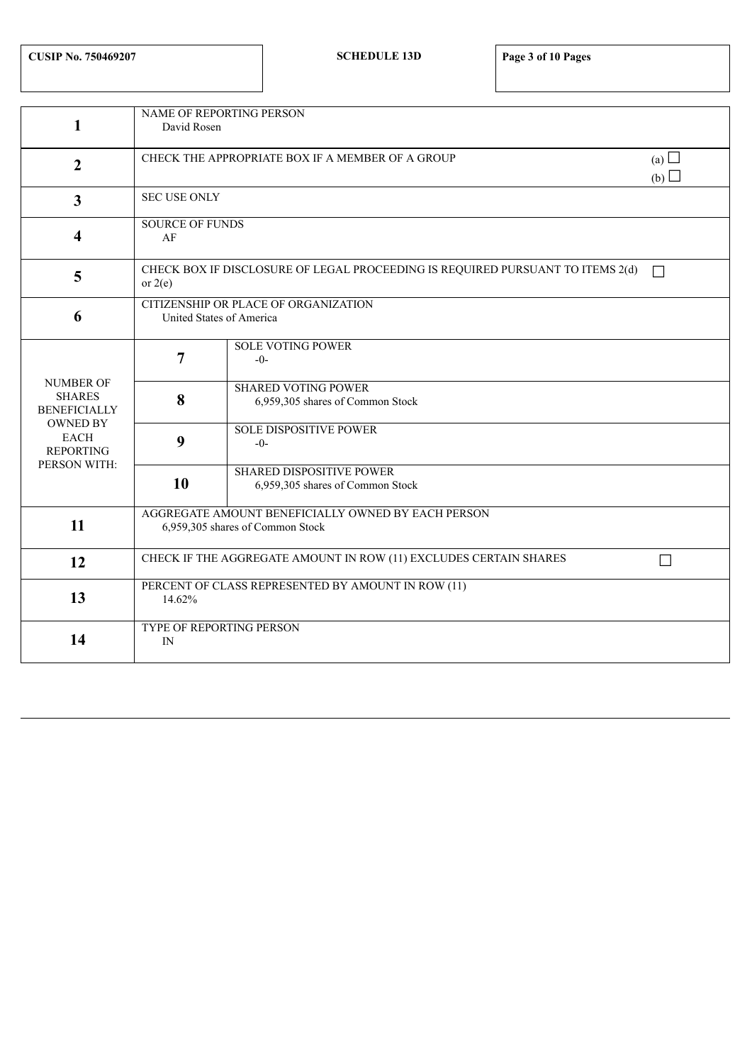| CUSIP No. 750469207 | SCHEDULE 13D |
|---|---|

| | | | |
|---|---|---|---|
| **1** | NAME OF REPORTING PERSON<br>David Rosen | | |
| **2** | CHECK THE APPROPRIATE BOX IF A MEMBER OF A GROUP | | (a) ☐<br>(b) ☐ |
| **3** | SEC USE ONLY | | |
| **4** | SOURCE OF FUNDS<br>AF | | |
| **5** | CHECK BOX IF DISCLOSURE OF LEGAL PROCEEDING IS REQUIRED PURSUANT TO ITEMS 2(d) or 2(e) | | ☐ |
| **6** | CITIZENSHIP OR PLACE OF ORGANIZATION<br>United States of America | | |
| NUMBER OF SHARES BENEFICIALLY OWNED BY EACH REPORTING PERSON WITH: | **7** | SOLE VOTING POWER<br>-0- | |
| | **8** | SHARED VOTING POWER<br>6,959,305 shares of Common Stock | |
| | **9** | SOLE DISPOSITIVE POWER<br>-0- | |
| | **10** | SHARED DISPOSITIVE POWER<br>6,959,305 shares of Common Stock | |
| **11** | AGGREGATE AMOUNT BENEFICIALLY OWNED BY EACH PERSON<br>6,959,305 shares of Common Stock | | |
| **12** | CHECK IF THE AGGREGATE AMOUNT IN ROW (11) EXCLUDES CERTAIN SHARES | | ☐ |
| **13** | PERCENT OF CLASS REPRESENTED BY AMOUNT IN ROW (11)<br>14.62% | | |
| **14** | TYPE OF REPORTING PERSON<br>IN | | |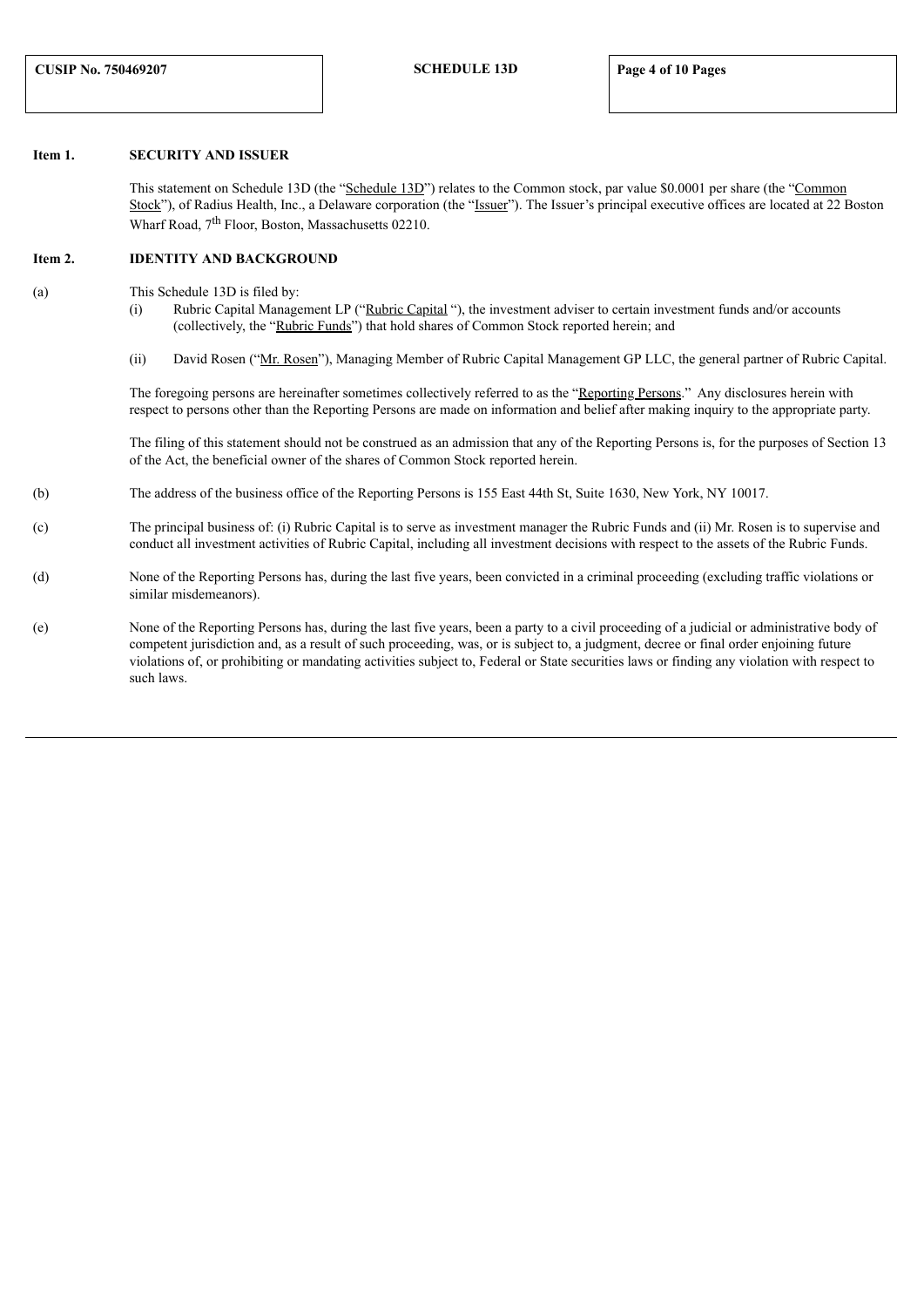**Item 1. SECURITY AND ISSUER**

This statement on Schedule 13D (the "Schedule 13D") relates to the Common stock, par value $0.0001 per share (the "Common Stock"), of Radius Health, Inc., a Delaware corporation (the "Issuer"). The Issuer's principal executive offices are located at 22 Boston Wharf Road, 7th Floor, Boston, Massachusetts 02210.

**Item 2. IDENTITY AND BACKGROUND**

(a) This Schedule 13D is filed by:

(i) Rubric Capital Management LP ("Rubric Capital "), the investment adviser to certain investment funds and/or accounts (collectively, the "Rubric Funds") that hold shares of Common Stock reported herein; and

(ii) David Rosen ("Mr. Rosen"), Managing Member of Rubric Capital Management GP LLC, the general partner of Rubric Capital.

The foregoing persons are hereinafter sometimes collectively referred to as the "Reporting Persons." Any disclosures herein with respect to persons other than the Reporting Persons are made on information and belief after making inquiry to the appropriate party.

The filing of this statement should not be construed as an admission that any of the Reporting Persons is, for the purposes of Section 13 of the Act, the beneficial owner of the shares of Common Stock reported herein.

(b) The address of the business office of the Reporting Persons is 155 East 44th St, Suite 1630, New York, NY 10017.

(c) The principal business of: (i) Rubric Capital is to serve as investment manager the Rubric Funds and (ii) Mr. Rosen is to supervise and conduct all investment activities of Rubric Capital, including all investment decisions with respect to the assets of the Rubric Funds.

(d) None of the Reporting Persons has, during the last five years, been convicted in a criminal proceeding (excluding traffic violations or similar misdemeanors).

(e) None of the Reporting Persons has, during the last five years, been a party to a civil proceeding of a judicial or administrative body of competent jurisdiction and, as a result of such proceeding, was, or is subject to, a judgment, decree or final order enjoining future violations of, or prohibiting or mandating activities subject to, Federal or State securities laws or finding any violation with respect to such laws.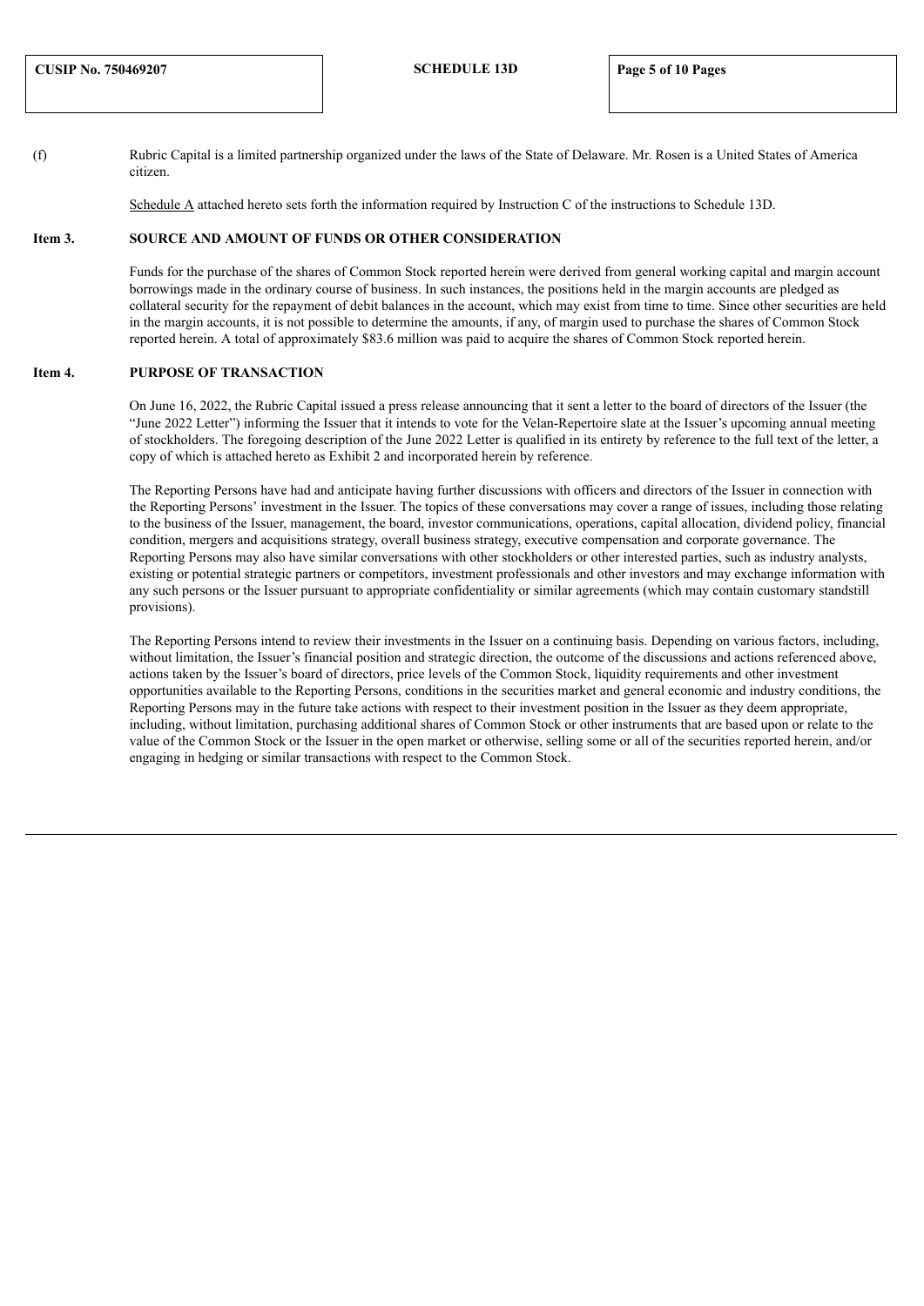(f) Rubric Capital is a limited partnership organized under the laws of the State of Delaware. Mr. Rosen is a United States of America citizen.

Schedule A attached hereto sets forth the information required by Instruction C of the instructions to Schedule 13D.

## Item 3. SOURCE AND AMOUNT OF FUNDS OR OTHER CONSIDERATION

Funds for the purchase of the shares of Common Stock reported herein were derived from general working capital and margin account borrowings made in the ordinary course of business. In such instances, the positions held in the margin accounts are pledged as collateral security for the repayment of debit balances in the account, which may exist from time to time. Since other securities are held in the margin accounts, it is not possible to determine the amounts, if any, of margin used to purchase the shares of Common Stock reported herein. A total of approximately $83.6 million was paid to acquire the shares of Common Stock reported herein.

## Item 4. PURPOSE OF TRANSACTION

On June 16, 2022, the Rubric Capital issued a press release announcing that it sent a letter to the board of directors of the Issuer (the "June 2022 Letter") informing the Issuer that it intends to vote for the Velan-Repertoire slate at the Issuer's upcoming annual meeting of stockholders. The foregoing description of the June 2022 Letter is qualified in its entirety by reference to the full text of the letter, a copy of which is attached hereto as Exhibit 2 and incorporated herein by reference.

The Reporting Persons have had and anticipate having further discussions with officers and directors of the Issuer in connection with the Reporting Persons' investment in the Issuer. The topics of these conversations may cover a range of issues, including those relating to the business of the Issuer, management, the board, investor communications, operations, capital allocation, dividend policy, financial condition, mergers and acquisitions strategy, overall business strategy, executive compensation and corporate governance. The Reporting Persons may also have similar conversations with other stockholders or other interested parties, such as industry analysts, existing or potential strategic partners or competitors, investment professionals and other investors and may exchange information with any such persons or the Issuer pursuant to appropriate confidentiality or similar agreements (which may contain customary standstill provisions).

The Reporting Persons intend to review their investments in the Issuer on a continuing basis. Depending on various factors, including, without limitation, the Issuer's financial position and strategic direction, the outcome of the discussions and actions referenced above, actions taken by the Issuer's board of directors, price levels of the Common Stock, liquidity requirements and other investment opportunities available to the Reporting Persons, conditions in the securities market and general economic and industry conditions, the Reporting Persons may in the future take actions with respect to their investment position in the Issuer as they deem appropriate, including, without limitation, purchasing additional shares of Common Stock or other instruments that are based upon or relate to the value of the Common Stock or the Issuer in the open market or otherwise, selling some or all of the securities reported herein, and/or engaging in hedging or similar transactions with respect to the Common Stock.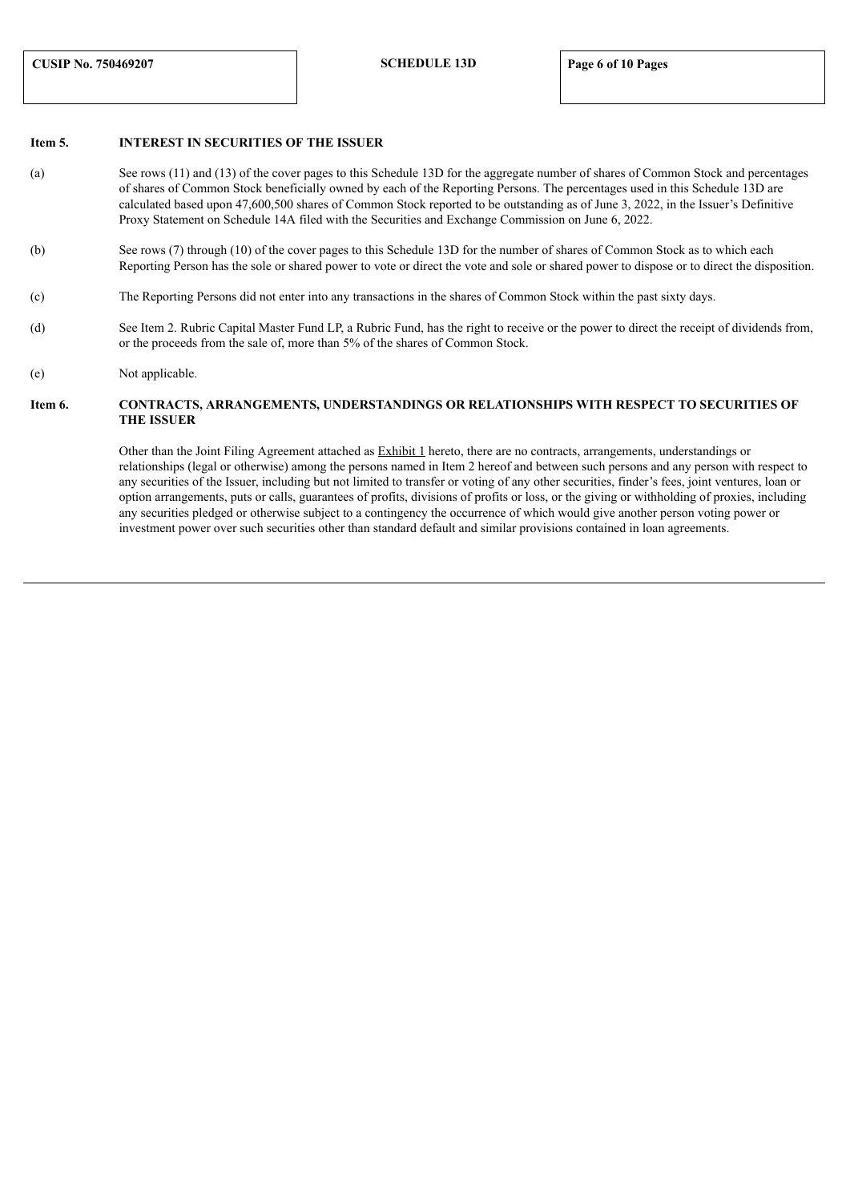## Item 5. INTEREST IN SECURITIES OF THE ISSUER

(a) See rows (11) and (13) of the cover pages to this Schedule 13D for the aggregate number of shares of Common Stock and percentages of shares of Common Stock beneficially owned by each of the Reporting Persons. The percentages used in this Schedule 13D are calculated based upon 47,600,500 shares of Common Stock reported to be outstanding as of June 3, 2022, in the Issuer's Definitive Proxy Statement on Schedule 14A filed with the Securities and Exchange Commission on June 6, 2022.

(b) See rows (7) through (10) of the cover pages to this Schedule 13D for the number of shares of Common Stock as to which each Reporting Person has the sole or shared power to vote or direct the vote and sole or shared power to dispose or to direct the disposition.

(c) The Reporting Persons did not enter into any transactions in the shares of Common Stock within the past sixty days.

(d) See Item 2. Rubric Capital Master Fund LP, a Rubric Fund, has the right to receive or the power to direct the receipt of dividends from, or the proceeds from the sale of, more than 5% of the shares of Common Stock.

(e) Not applicable.

## Item 6. CONTRACTS, ARRANGEMENTS, UNDERSTANDINGS OR RELATIONSHIPS WITH RESPECT TO SECURITIES OF THE ISSUER

Other than the Joint Filing Agreement attached as Exhibit 1 hereto, there are no contracts, arrangements, understandings or relationships (legal or otherwise) among the persons named in Item 2 hereof and between such persons and any person with respect to any securities of the Issuer, including but not limited to transfer or voting of any other securities, finder's fees, joint ventures, loan or option arrangements, puts or calls, guarantees of profits, divisions of profits or loss, or the giving or withholding of proxies, including any securities pledged or otherwise subject to a contingency the occurrence of which would give another person voting power or investment power over such securities other than standard default and similar provisions contained in loan agreements.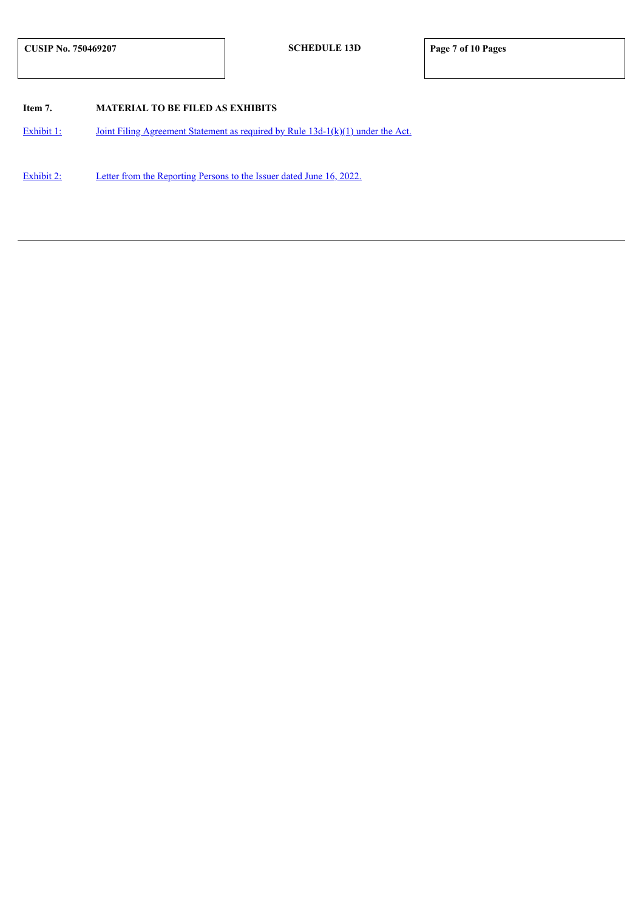| CUSIP No. 750469207 | SCHEDULE 13D | |
|---|---|---|

**Item 7. MATERIAL TO BE FILED AS EXHIBITS**

Exhibit 1: Joint Filing Agreement Statement as required by Rule 13d-1(k)(1) under the Act.

Exhibit 2: Letter from the Reporting Persons to the Issuer dated June 16, 2022.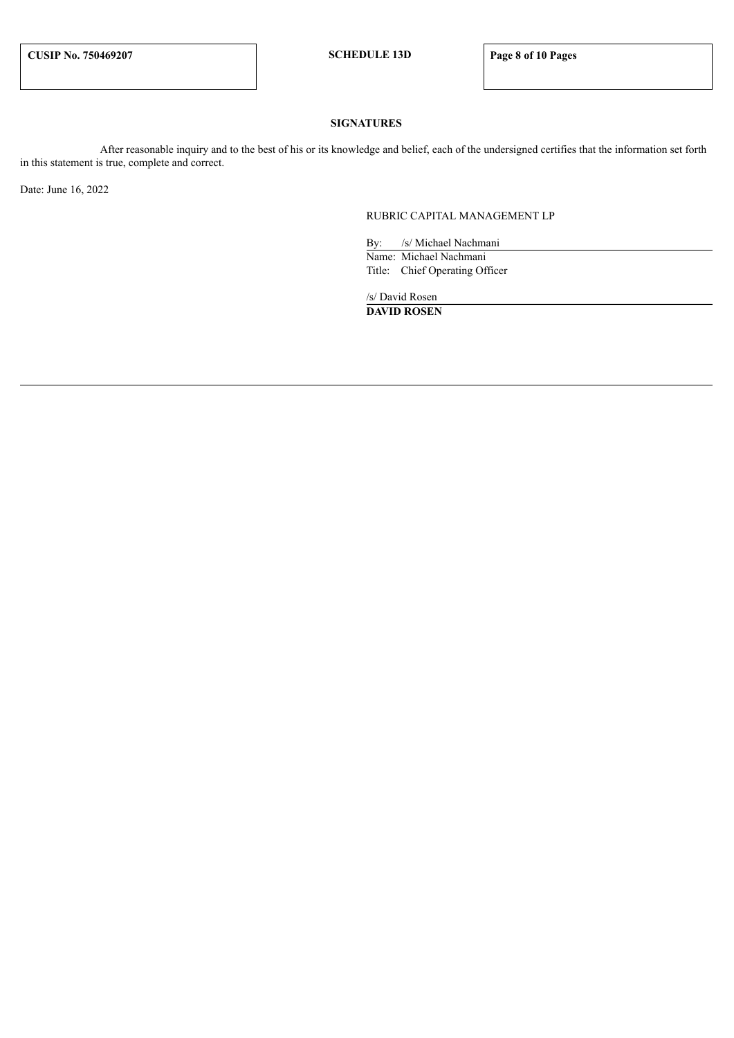## SIGNATURES

After reasonable inquiry and to the best of his or its knowledge and belief, each of the undersigned certifies that the information set forth in this statement is true, complete and correct.

Date: June 16, 2022

RUBRIC CAPITAL MANAGEMENT LP

By: /s/ Michael Nachmani
Name: Michael Nachmani
Title: Chief Operating Officer

/s/ David Rosen
**DAVID ROSEN**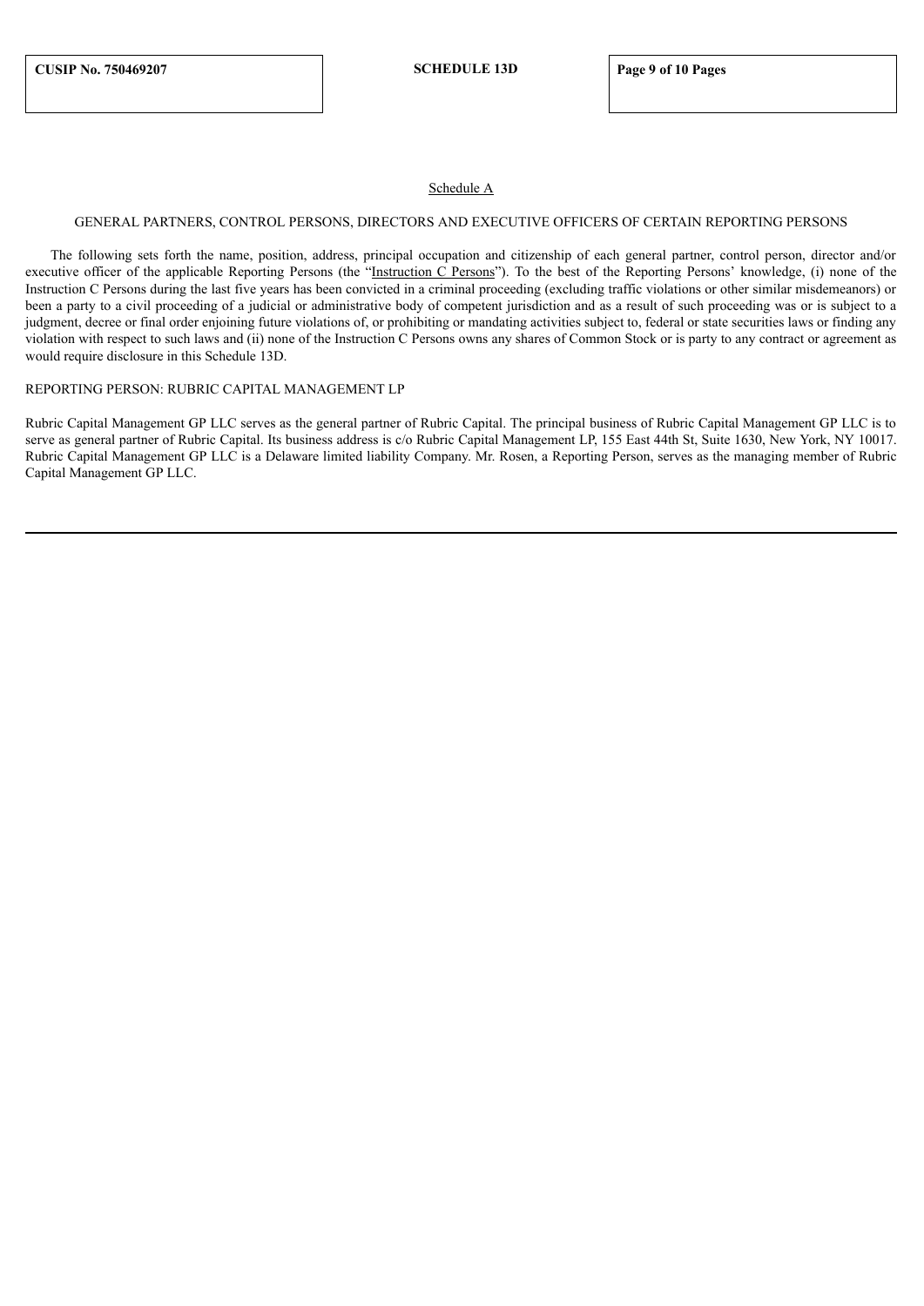## Schedule A

### GENERAL PARTNERS, CONTROL PERSONS, DIRECTORS AND EXECUTIVE OFFICERS OF CERTAIN REPORTING PERSONS

The following sets forth the name, position, address, principal occupation and citizenship of each general partner, control person, director and/or executive officer of the applicable Reporting Persons (the "Instruction C Persons"). To the best of the Reporting Persons' knowledge, (i) none of the Instruction C Persons during the last five years has been convicted in a criminal proceeding (excluding traffic violations or other similar misdemeanors) or been a party to a civil proceeding of a judicial or administrative body of competent jurisdiction and as a result of such proceeding was or is subject to a judgment, decree or final order enjoining future violations of, or prohibiting or mandating activities subject to, federal or state securities laws or finding any violation with respect to such laws and (ii) none of the Instruction C Persons owns any shares of Common Stock or is party to any contract or agreement as would require disclosure in this Schedule 13D.

REPORTING PERSON: RUBRIC CAPITAL MANAGEMENT LP

Rubric Capital Management GP LLC serves as the general partner of Rubric Capital. The principal business of Rubric Capital Management GP LLC is to serve as general partner of Rubric Capital. Its business address is c/o Rubric Capital Management LP, 155 East 44th St, Suite 1630, New York, NY 10017. Rubric Capital Management GP LLC is a Delaware limited liability Company. Mr. Rosen, a Reporting Person, serves as the managing member of Rubric Capital Management GP LLC.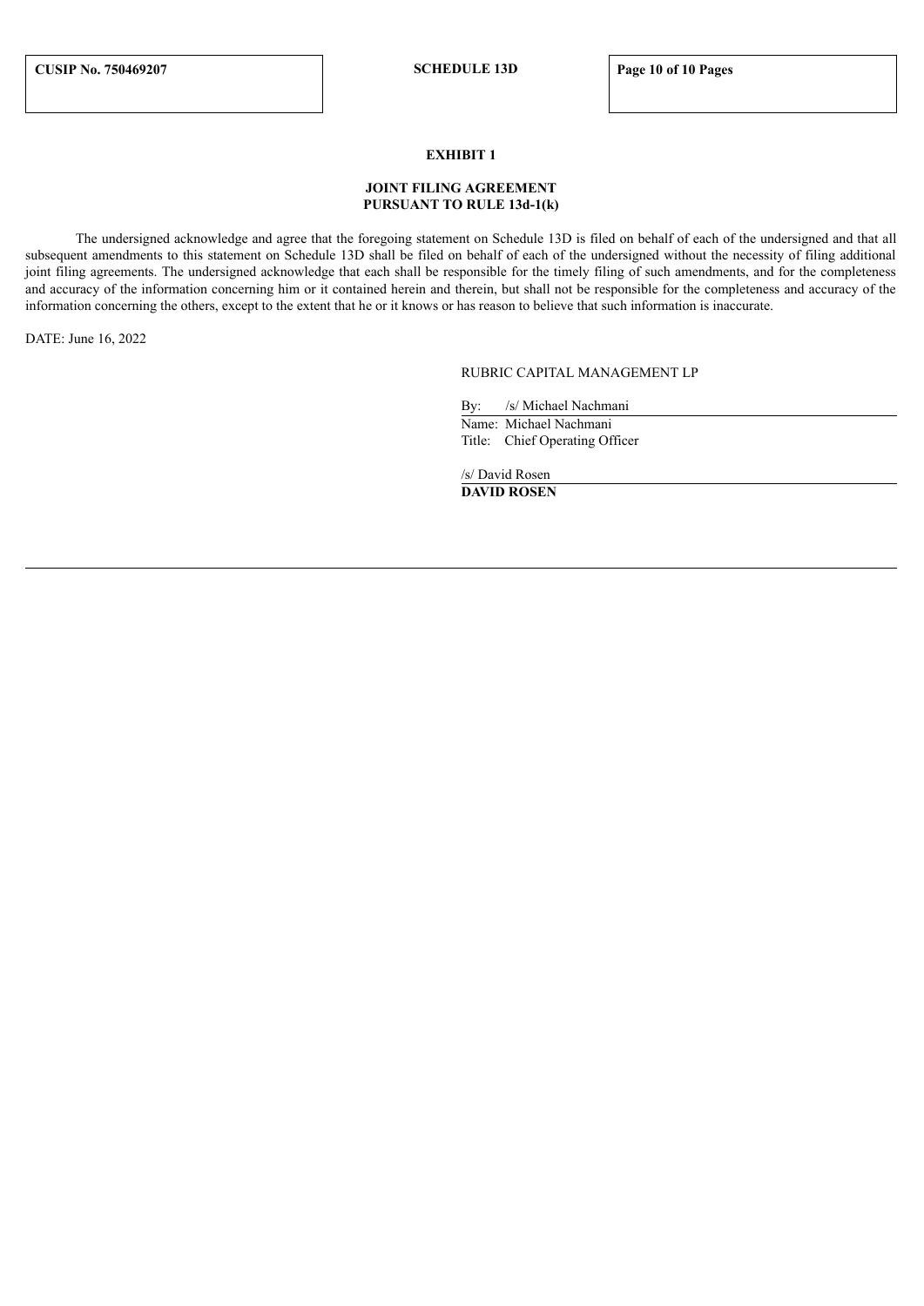## EXHIBIT 1

## JOINT FILING AGREEMENT
## PURSUANT TO RULE 13d-1(k)

The undersigned acknowledge and agree that the foregoing statement on Schedule 13D is filed on behalf of each of the undersigned and that all subsequent amendments to this statement on Schedule 13D shall be filed on behalf of each of the undersigned without the necessity of filing additional joint filing agreements. The undersigned acknowledge that each shall be responsible for the timely filing of such amendments, and for the completeness and accuracy of the information concerning him or it contained herein and therein, but shall not be responsible for the completeness and accuracy of the information concerning the others, except to the extent that he or it knows or has reason to believe that such information is inaccurate.

DATE: June 16, 2022

RUBRIC CAPITAL MANAGEMENT LP

By: /s/ Michael Nachmani
Name: Michael Nachmani
Title: Chief Operating Officer

/s/ David Rosen
**DAVID ROSEN**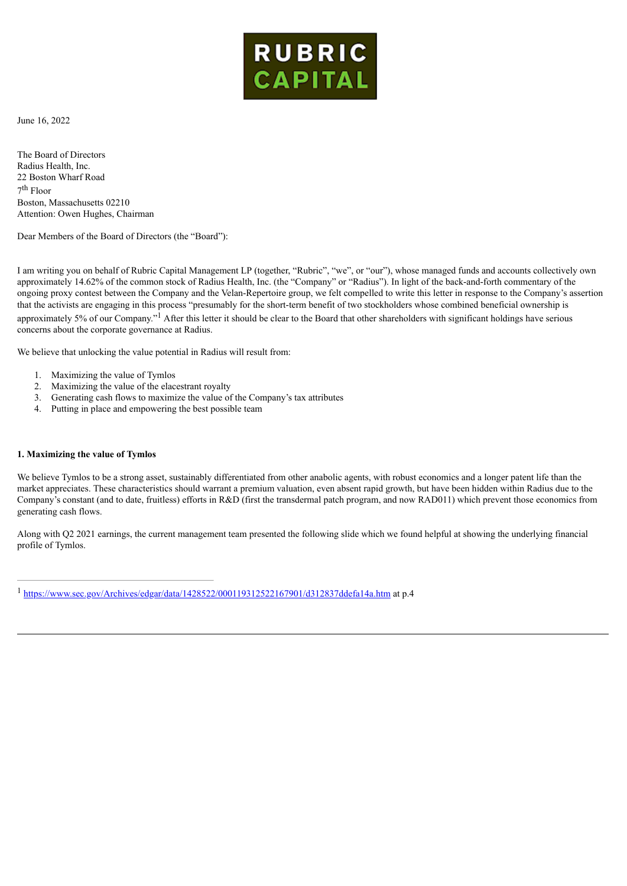RUBRIC CAPITAL

June 16, 2022

The Board of Directors
Radius Health, Inc.
22 Boston Wharf Road
7th Floor
Boston, Massachusetts 02210
Attention: Owen Hughes, Chairman

Dear Members of the Board of Directors (the "Board"):

I am writing you on behalf of Rubric Capital Management LP (together, "Rubric", "we", or "our"), whose managed funds and accounts collectively own approximately 14.62% of the common stock of Radius Health, Inc. (the "Company" or "Radius"). In light of the back-and-forth commentary of the ongoing proxy contest between the Company and the Velan-Repertoire group, we felt compelled to write this letter in response to the Company's assertion that the activists are engaging in this process "presumably for the short-term benefit of two stockholders whose combined beneficial ownership is approximately 5% of our Company."[1] After this letter it should be clear to the Board that other shareholders with significant holdings have serious concerns about the corporate governance at Radius.

We believe that unlocking the value potential in Radius will result from:

1. Maximizing the value of Tymlos
2. Maximizing the value of the elacestrant royalty
3. Generating cash flows to maximize the value of the Company's tax attributes
4. Putting in place and empowering the best possible team

**1. Maximizing the value of Tymlos**

We believe Tymlos to be a strong asset, sustainably differentiated from other anabolic agents, with robust economics and a longer patent life than the market appreciates. These characteristics should warrant a premium valuation, even absent rapid growth, but have been hidden within Radius due to the Company's constant (and to date, fruitless) efforts in R&D (first the transdermal patch program, and now RAD011) which prevent those economics from generating cash flows.

Along with Q2 2021 earnings, the current management team presented the following slide which we found helpful at showing the underlying financial profile of Tymlos.

---

[1] https://www.sec.gov/Archives/edgar/data/1428522/000119312522167901/d312837ddefa14a.htm at p.4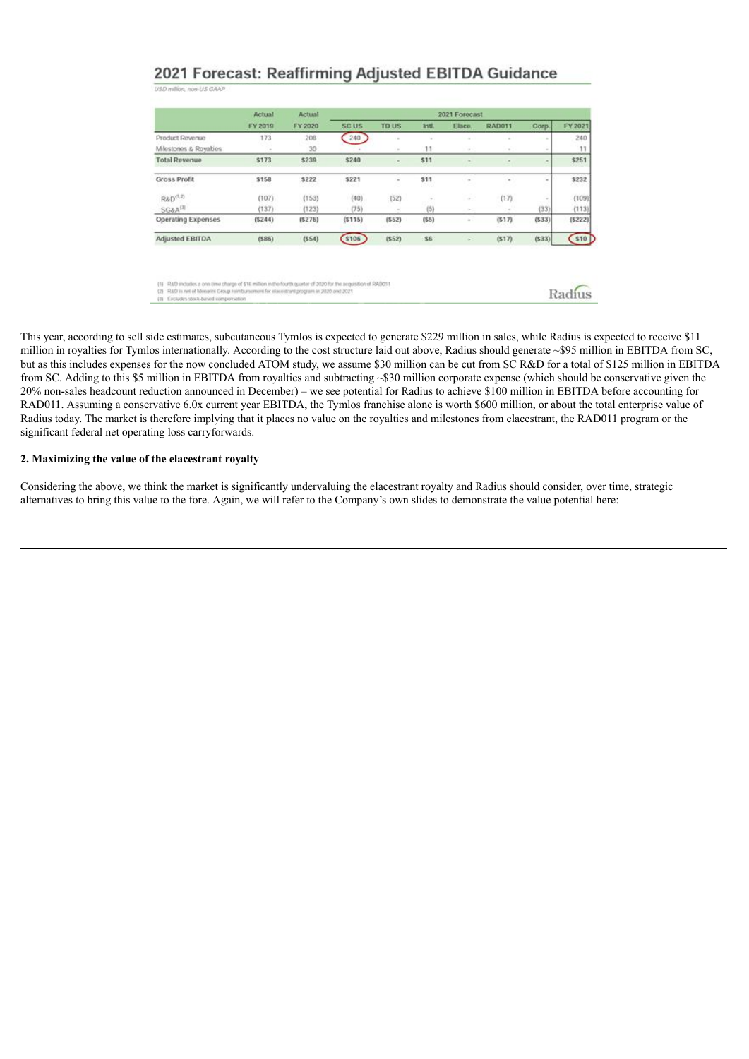## 2021 Forecast: Reaffirming Adjusted EBITDA Guidance

*USD million, non-US GAAP*

| | Actual | Actual | 2021 Forecast | | | | | | |
|---|---|---|---|---|---|---|---|---|---|
| | FY 2019 | FY 2020 | SC US | TD US | Intl. | Elace. | RAD011 | Corp. | FY 2021 |
| Product Revenue | 173 | 208 | 240 | - | - | - | - | - | 240 |
| Milestones & Royalties | - | 30 | - | - | 11 | - | - | - | 11 |
| **Total Revenue** | **$173** | **$239** | **$240** | **-** | **$11** | **-** | **-** | **-** | **$251** |
| **Gross Profit** | **$158** | **$222** | **$221** | **-** | **$11** | **-** | **-** | **-** | **$232** |
| R&D[1,2] | (107) | (153) | (40) | (52) | - | - | (17) | - | (109) |
| SG&A[3] | (137) | (123) | (75) | - | (5) | - | - | (33) | (113) |
| **Operating Expenses** | **($244)** | **($276)** | **($115)** | **($52)** | **($5)** | **-** | **($17)** | **($33)** | **($222)** |
| **Adjusted EBITDA** | **($86)** | **($54)** | **$106** | **($52)** | **$6** | **-** | **($17)** | **($33)** | **$10** |

(1) R&D includes a one-time charge of $16 million in the fourth quarter of 2020 for the acquisition of RAD011
(2) R&D is net of Menarini Group reimbursement for elacestrant program in 2020 and 2021
(3) Excludes stock-based compensation

Radius

This year, according to sell side estimates, subcutaneous Tymlos is expected to generate $229 million in sales, while Radius is expected to receive $11 million in royalties for Tymlos internationally. According to the cost structure laid out above, Radius should generate ~$95 million in EBITDA from SC, but as this includes expenses for the now concluded ATOM study, we assume $30 million can be cut from SC R&D for a total of $125 million in EBITDA from SC. Adding to this $5 million in EBITDA from royalties and subtracting ~$30 million corporate expense (which should be conservative given the 20% non-sales headcount reduction announced in December) – we see potential for Radius to achieve $100 million in EBITDA before accounting for RAD011. Assuming a conservative 6.0x current year EBITDA, the Tymlos franchise alone is worth $600 million, or about the total enterprise value of Radius today. The market is therefore implying that it places no value on the royalties and milestones from elacestrant, the RAD011 program or the significant federal net operating loss carryforwards.

**2. Maximizing the value of the elacestrant royalty**

Considering the above, we think the market is significantly undervaluing the elacestrant royalty and Radius should consider, over time, strategic alternatives to bring this value to the fore. Again, we will refer to the Company's own slides to demonstrate the value potential here: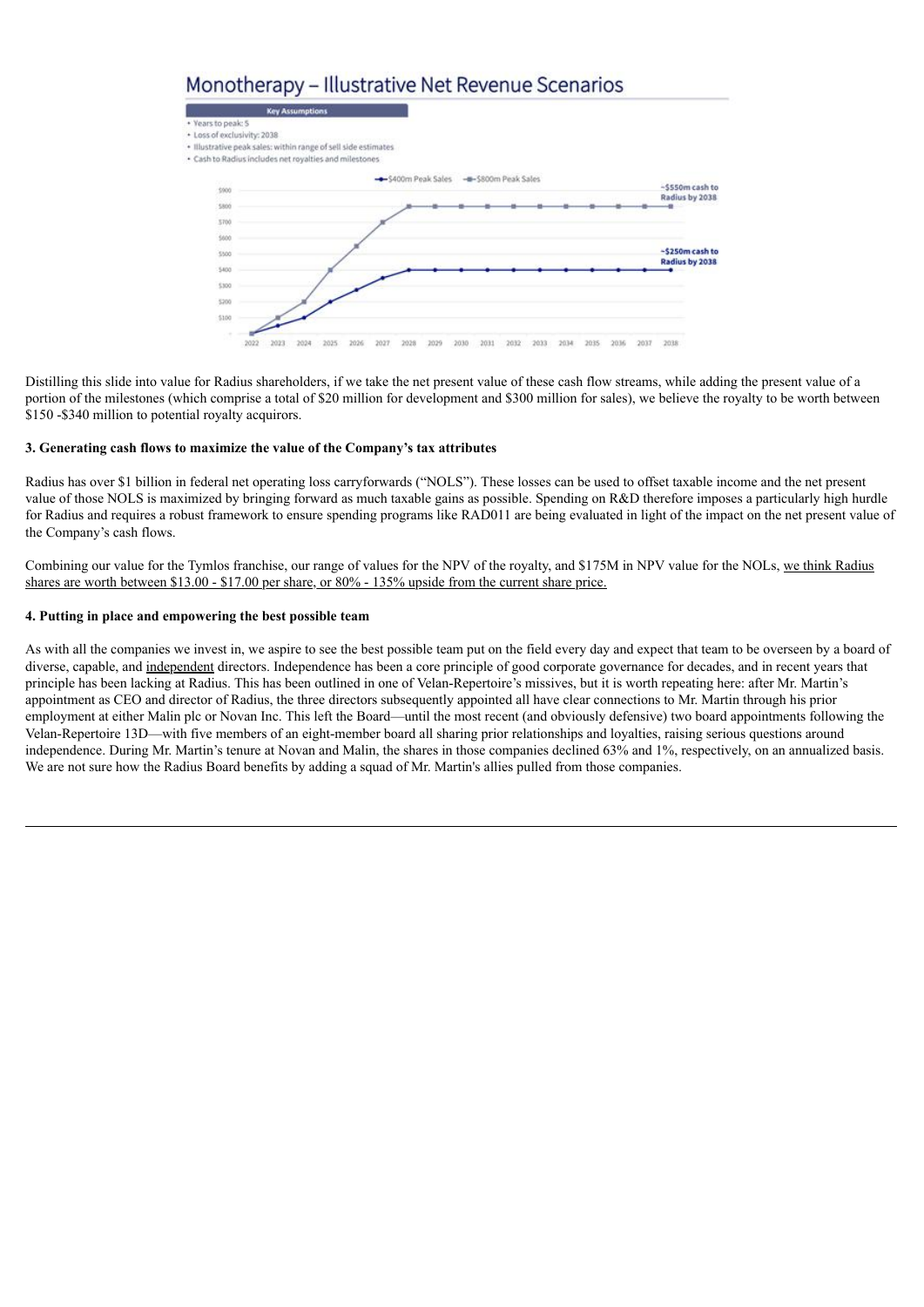## Monotherapy – Illustrative Net Revenue Scenarios

**Key Assumptions**

- Years to peak: 5
- Loss of exclusivity: 2038
- Illustrative peak sales: within range of sell side estimates
- Cash to Radius includes net royalties and milestones

Legend: $400m Peak Sales; $800m Peak Sales

~$550m cash to Radius by 2038

~$250m cash to Radius by 2038

Distilling this slide into value for Radius shareholders, if we take the net present value of these cash flow streams, while adding the present value of a portion of the milestones (which comprise a total of $20 million for development and $300 million for sales), we believe the royalty to be worth between $150 -$340 million to potential royalty acquirors.

**3. Generating cash flows to maximize the value of the Company's tax attributes**

Radius has over $1 billion in federal net operating loss carryforwards ("NOLS"). These losses can be used to offset taxable income and the net present value of those NOLS is maximized by bringing forward as much taxable gains as possible. Spending on R&D therefore imposes a particularly high hurdle for Radius and requires a robust framework to ensure spending programs like RAD011 are being evaluated in light of the impact on the net present value of the Company's cash flows.

Combining our value for the Tymlos franchise, our range of values for the NPV of the royalty, and $175M in NPV value for the NOLs, we think Radius shares are worth between $13.00 - $17.00 per share, or 80% - 135% upside from the current share price.

**4. Putting in place and empowering the best possible team**

As with all the companies we invest in, we aspire to see the best possible team put on the field every day and expect that team to be overseen by a board of diverse, capable, and independent directors. Independence has been a core principle of good corporate governance for decades, and in recent years that principle has been lacking at Radius. This has been outlined in one of Velan-Repertoire's missives, but it is worth repeating here: after Mr. Martin's appointment as CEO and director of Radius, the three directors subsequently appointed all have clear connections to Mr. Martin through his prior employment at either Malin plc or Novan Inc. This left the Board—until the most recent (and obviously defensive) two board appointments following the Velan-Repertoire 13D—with five members of an eight-member board all sharing prior relationships and loyalties, raising serious questions around independence. During Mr. Martin's tenure at Novan and Malin, the shares in those companies declined 63% and 1%, respectively, on an annualized basis. We are not sure how the Radius Board benefits by adding a squad of Mr. Martin's allies pulled from those companies.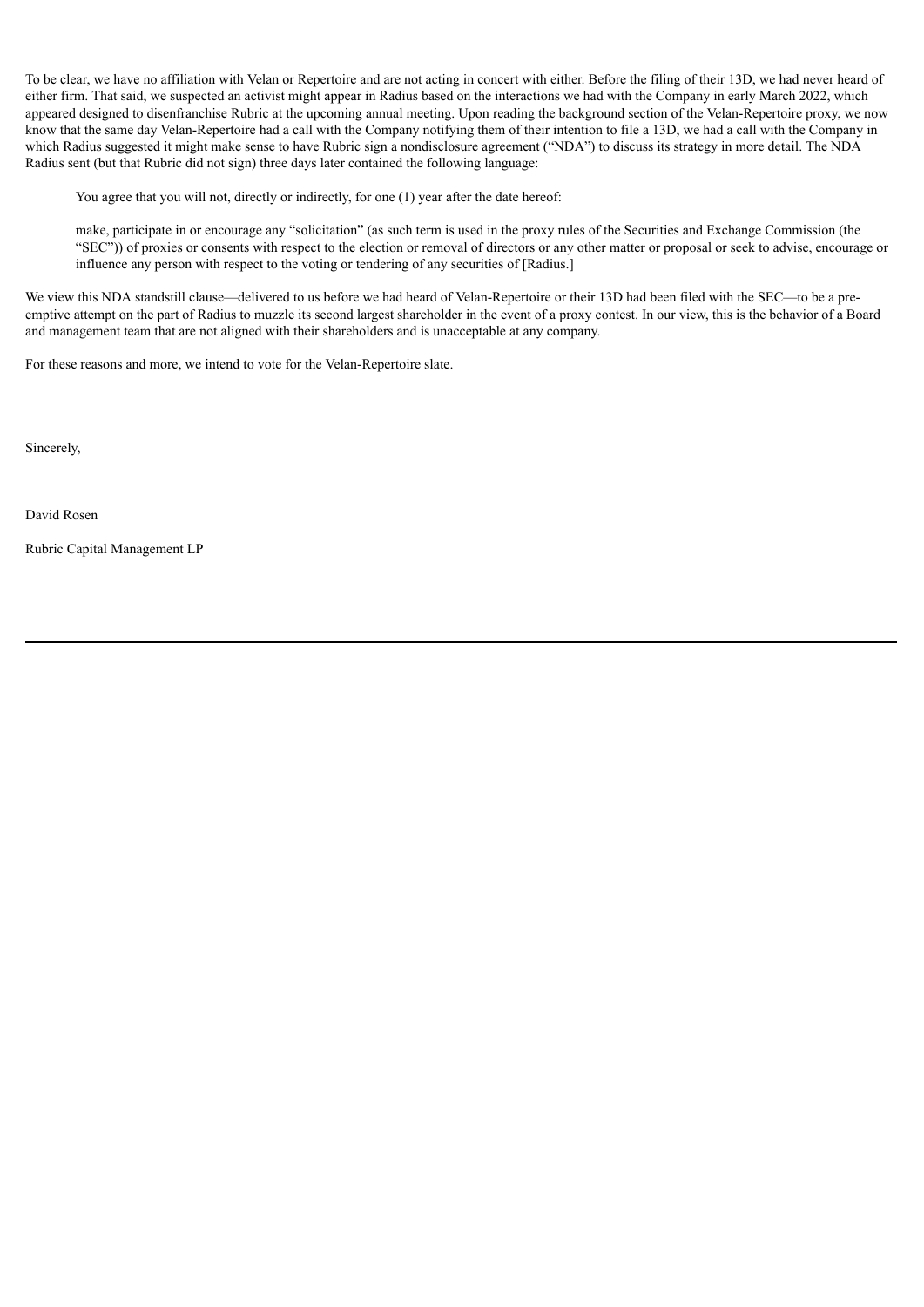To be clear, we have no affiliation with Velan or Repertoire and are not acting in concert with either. Before the filing of their 13D, we had never heard of either firm. That said, we suspected an activist might appear in Radius based on the interactions we had with the Company in early March 2022, which appeared designed to disenfranchise Rubric at the upcoming annual meeting. Upon reading the background section of the Velan-Repertoire proxy, we now know that the same day Velan-Repertoire had a call with the Company notifying them of their intention to file a 13D, we had a call with the Company in which Radius suggested it might make sense to have Rubric sign a nondisclosure agreement ("NDA") to discuss its strategy in more detail. The NDA Radius sent (but that Rubric did not sign) three days later contained the following language:

> You agree that you will not, directly or indirectly, for one (1) year after the date hereof:
>
> make, participate in or encourage any "solicitation" (as such term is used in the proxy rules of the Securities and Exchange Commission (the "SEC")) of proxies or consents with respect to the election or removal of directors or any other matter or proposal or seek to advise, encourage or influence any person with respect to the voting or tendering of any securities of [Radius.]

We view this NDA standstill clause—delivered to us before we had heard of Velan-Repertoire or their 13D had been filed with the SEC—to be a pre-emptive attempt on the part of Radius to muzzle its second largest shareholder in the event of a proxy contest. In our view, this is the behavior of a Board and management team that are not aligned with their shareholders and is unacceptable at any company.

For these reasons and more, we intend to vote for the Velan-Repertoire slate.

Sincerely,

David Rosen

Rubric Capital Management LP